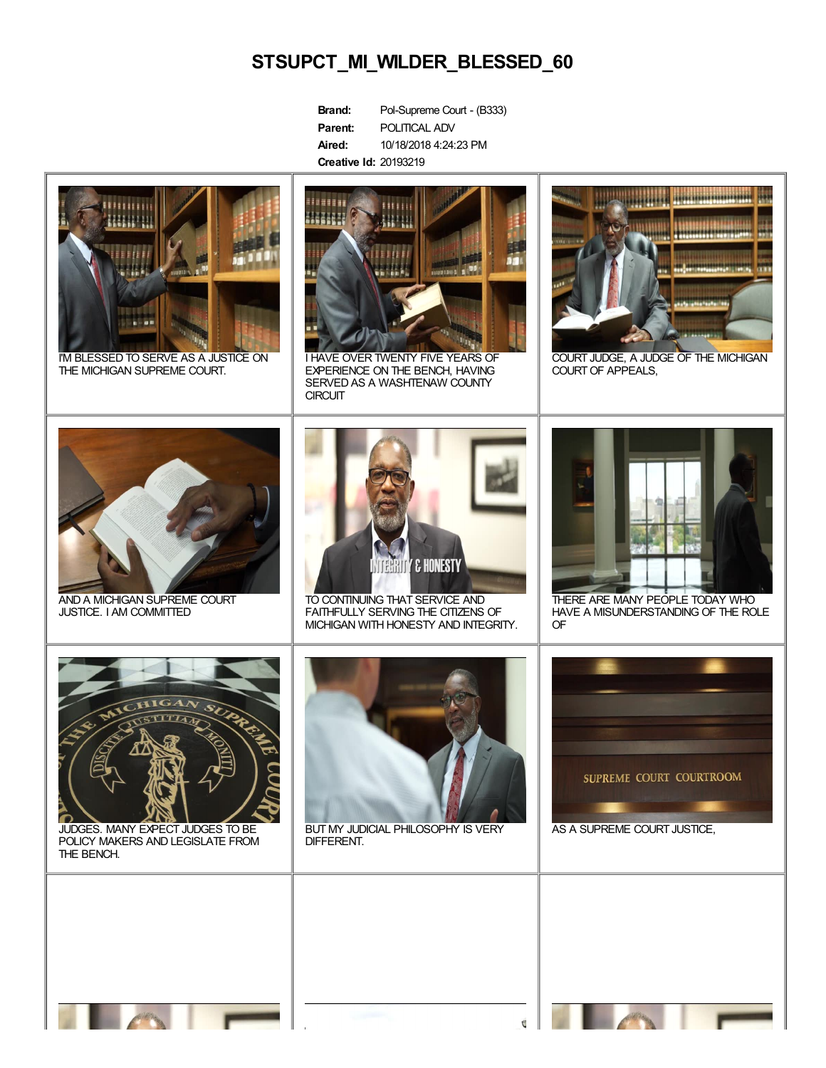# STSUPCT_MI_WILDER_BLESSED_60

**Brand:** Pol-Supreme Court - (B333)
**Parent:** POLITICAL ADV
**Aired:** 10/18/2018 4:24:23 PM
**Creative Id:** 20193219

I'M BLESSED TO SERVE AS A JUSTICE ON THE MICHIGAN SUPREME COURT.

I HAVE OVER TWENTY FIVE YEARS OF EXPERIENCE ON THE BENCH, HAVING SERVED AS A WASHTENAW COUNTY CIRCUIT

COURT JUDGE, A JUDGE OF THE MICHIGAN COURT OF APPEALS,

AND A MICHIGAN SUPREME COURT JUSTICE. I AM COMMITTED

TO CONTINUING THAT SERVICE AND FAITHFULLY SERVING THE CITIZENS OF MICHIGAN WITH HONESTY AND INTEGRITY.

THERE ARE MANY PEOPLE TODAY WHO HAVE A MISUNDERSTANDING OF THE ROLE OF

JUDGES. MANY EXPECT JUDGES TO BE POLICY MAKERS AND LEGISLATE FROM THE BENCH.

BUT MY JUDICIAL PHILOSOPHY IS VERY DIFFERENT.

AS A SUPREME COURT JUSTICE,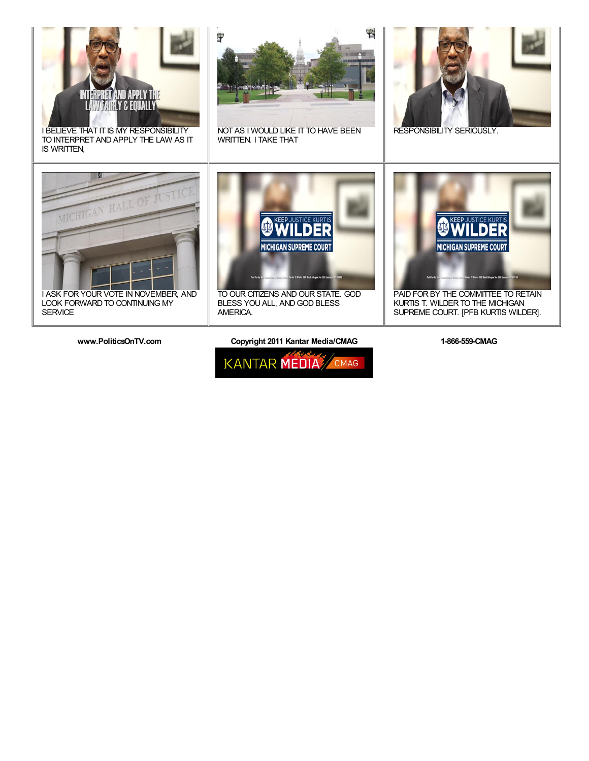| | | |
|---|---|---|
| I BELIEVE THAT IT IS MY RESPONSIBILITY TO INTERPRET AND APPLY THE LAW AS IT IS WRITTEN, | NOT AS I WOULD LIKE IT TO HAVE BEEN WRITTEN. I TAKE THAT | RESPONSIBILITY SERIOUSLY. |
| I ASK FOR YOUR VOTE IN NOVEMBER, AND LOOK FORWARD TO CONTINUING MY SERVICE | TO OUR CITIZENS AND OUR STATE. GOD BLESS YOU ALL, AND GOD BLESS AMERICA. | PAID FOR BY THE COMMITTEE TO RETAIN KURTIS T. WILDER TO THE MICHIGAN SUPREME COURT. [PFB KURTIS WILDER]. |

**www.PoliticsOnTV.com** **Copyright 2011 Kantar Media/CMAG** **1-866-559-CMAG**